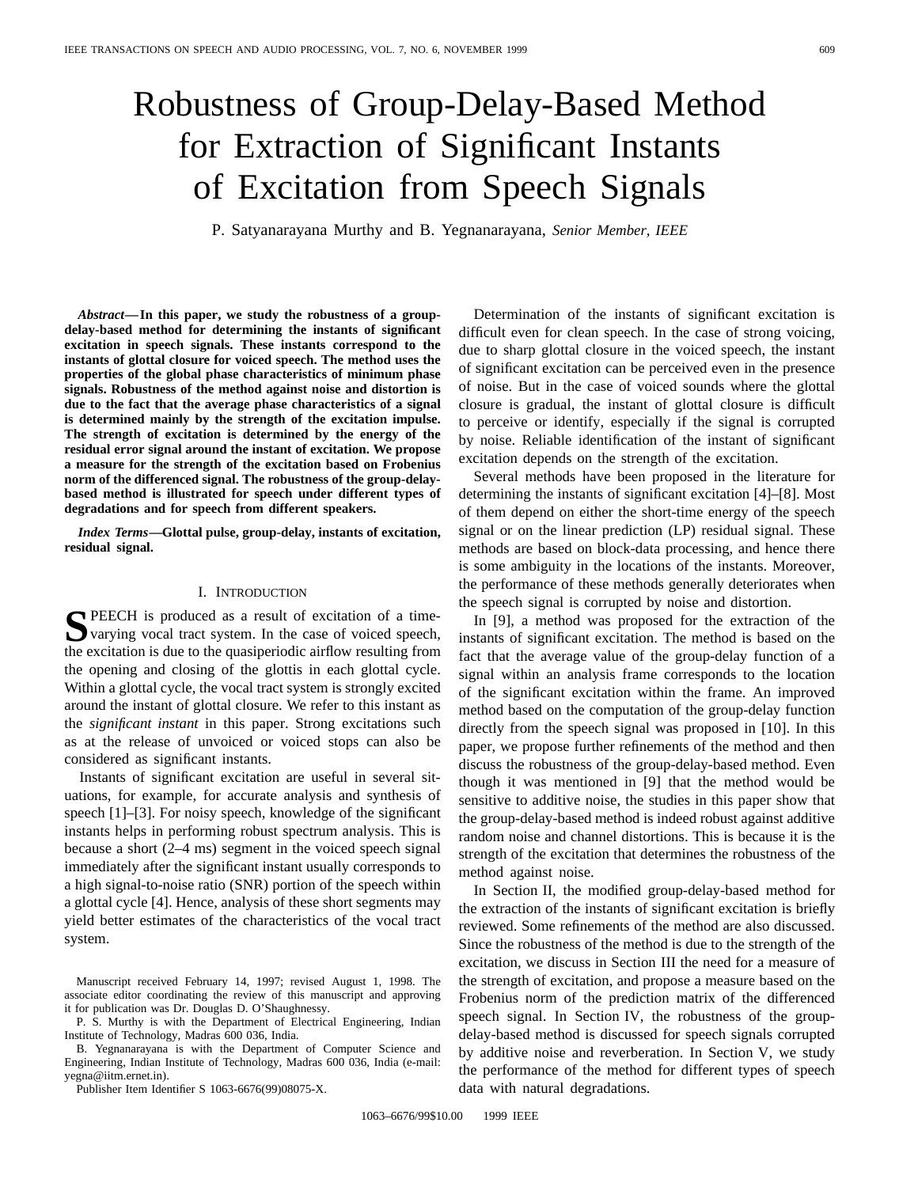# Robustness of Group-Delay-Based Method for Extraction of Significant Instants of Excitation from Speech Signals

P. Satyanarayana Murthy and B. Yegnanarayana, *Senior Member, IEEE*

***Abstract*—In this paper, we study the robustness of a group-delay-based method for determining the instants of significant excitation in speech signals. These instants correspond to the instants of glottal closure for voiced speech. The method uses the properties of the global phase characteristics of minimum phase signals. Robustness of the method against noise and distortion is due to the fact that the average phase characteristics of a signal is determined mainly by the strength of the excitation impulse. The strength of excitation is determined by the energy of the residual error signal around the instant of excitation. We propose a measure for the strength of the excitation based on Frobenius norm of the differenced signal. The robustness of the group-delay-based method is illustrated for speech under different types of degradations and for speech from different speakers.**

***Index Terms*—Glottal pulse, group-delay, instants of excitation, residual signal.**

## I. Introduction

Speech is produced as a result of excitation of a time-varying vocal tract system. In the case of voiced speech, the excitation is due to the quasiperiodic airflow resulting from the opening and closing of the glottis in each glottal cycle. Within a glottal cycle, the vocal tract system is strongly excited around the instant of glottal closure. We refer to this instant as the *significant instant* in this paper. Strong excitations such as at the release of unvoiced or voiced stops can also be considered as significant instants.

Instants of significant excitation are useful in several situations, for example, for accurate analysis and synthesis of speech [1]–[3]. For noisy speech, knowledge of the significant instants helps in performing robust spectrum analysis. This is because a short (2–4 ms) segment in the voiced speech signal immediately after the significant instant usually corresponds to a high signal-to-noise ratio (SNR) portion of the speech within a glottal cycle [4]. Hence, analysis of these short segments may yield better estimates of the characteristics of the vocal tract system.

Determination of the instants of significant excitation is difficult even for clean speech. In the case of strong voicing, due to sharp glottal closure in the voiced speech, the instant of significant excitation can be perceived even in the presence of noise. But in the case of voiced sounds where the glottal closure is gradual, the instant of glottal closure is difficult to perceive or identify, especially if the signal is corrupted by noise. Reliable identification of the instant of significant excitation depends on the strength of the excitation.

Several methods have been proposed in the literature for determining the instants of significant excitation [4]–[8]. Most of them depend on either the short-time energy of the speech signal or on the linear prediction (LP) residual signal. These methods are based on block-data processing, and hence there is some ambiguity in the locations of the instants. Moreover, the performance of these methods generally deteriorates when the speech signal is corrupted by noise and distortion.

In [9], a method was proposed for the extraction of the instants of significant excitation. The method is based on the fact that the average value of the group-delay function of a signal within an analysis frame corresponds to the location of the significant excitation within the frame. An improved method based on the computation of the group-delay function directly from the speech signal was proposed in [10]. In this paper, we propose further refinements of the method and then discuss the robustness of the group-delay-based method. Even though it was mentioned in [9] that the method would be sensitive to additive noise, the studies in this paper show that the group-delay-based method is indeed robust against additive random noise and channel distortions. This is because it is the strength of the excitation that determines the robustness of the method against noise.

In Section II, the modified group-delay-based method for the extraction of the instants of significant excitation is briefly reviewed. Some refinements of the method are also discussed. Since the robustness of the method is due to the strength of the excitation, we discuss in Section III the need for a measure of the strength of excitation, and propose a measure based on the Frobenius norm of the prediction matrix of the differenced speech signal. In Section IV, the robustness of the group-delay-based method is discussed for speech signals corrupted by additive noise and reverberation. In Section V, we study the performance of the method for different types of speech data with natural degradations.

Manuscript received February 14, 1997; revised August 1, 1998. The associate editor coordinating the review of this manuscript and approving it for publication was Dr. Douglas D. O'Shaughnessy.

P. S. Murthy is with the Department of Electrical Engineering, Indian Institute of Technology, Madras 600 036, India.

B. Yegnanarayana is with the Department of Computer Science and Engineering, Indian Institute of Technology, Madras 600 036, India (e-mail: yegna@iitm.ernet.in).

Publisher Item Identifier S 1063-6676(99)08075-X.

1063–6676/99$10.00 © 1999 IEEE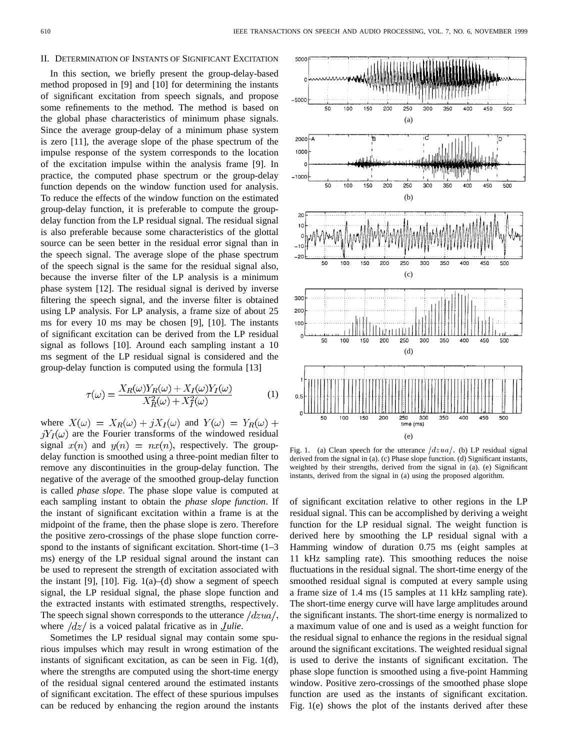## II. Determination of Instants of Significant Excitation

In this section, we briefly present the group-delay-based method proposed in [9] and [10] for determining the instants of significant excitation from speech signals, and propose some refinements to the method. The method is based on the global phase characteristics of minimum phase signals. Since the average group-delay of a minimum phase system is zero [11], the average slope of the phase spectrum of the impulse response of the system corresponds to the location of the excitation impulse within the analysis frame [9]. In practice, the computed phase spectrum or the group-delay function depends on the window function used for analysis. To reduce the effects of the window function on the estimated group-delay function, it is preferable to compute the group-delay function from the LP residual signal. The residual signal is also preferable because some characteristics of the glottal source can be seen better in the residual error signal than in the speech signal. The average slope of the phase spectrum of the speech signal is the same for the residual signal also, because the inverse filter of the LP analysis is a minimum phase system [12]. The residual signal is derived by inverse filtering the speech signal, and the inverse filter is obtained using LP analysis. For LP analysis, a frame size of about 25 ms for every 10 ms may be chosen [9], [10]. The instants of significant excitation can be derived from the LP residual signal as follows [10]. Around each sampling instant a 10 ms segment of the LP residual signal is considered and the group-delay function is computed using the formula [13]

$$\tau(\omega) = \frac{X_R(\omega)Y_R(\omega) + X_I(\omega)Y_I(\omega)}{X_R^2(\omega) + X_I^2(\omega)} \tag{1}$$

where $X(\omega) = X_R(\omega) + jX_I(\omega)$ and $Y(\omega) = Y_R(\omega) + jY_I(\omega)$ are the Fourier transforms of the windowed residual signal $x(n)$ and $y(n) = nx(n)$, respectively. The group-delay function is smoothed using a three-point median filter to remove any discontinuities in the group-delay function. The negative of the average of the smoothed group-delay function is called *phase slope*. The phase slope value is computed at each sampling instant to obtain the *phase slope function*. If the instant of significant excitation within a frame is at the midpoint of the frame, then the phase slope is zero. Therefore the positive zero-crossings of the phase slope function correspond to the instants of significant excitation. Short-time (1–3 ms) energy of the LP residual signal around the instant can be used to represent the strength of excitation associated with the instant [9], [10]. Fig. 1(a)–(d) show a segment of speech signal, the LP residual signal, the phase slope function and the extracted instants with estimated strengths, respectively. The speech signal shown corresponds to the utterance $/dzua/$, where $/dz/$ is a voiced palatal fricative as in *J*ulie.

Sometimes the LP residual signal may contain some spurious impulses which may result in wrong estimation of the instants of significant excitation, as can be seen in Fig. 1(d), where the strengths are computed using the short-time energy of the residual signal centered around the estimated instants of significant excitation. The effect of these spurious impulses can be reduced by enhancing the region around the instants of significant excitation relative to other regions in the LP residual signal. This can be accomplished by deriving a weight function for the LP residual signal. The weight function is derived here by smoothing the LP residual signal with a Hamming window of duration 0.75 ms (eight samples at 11 kHz sampling rate). This smoothing reduces the noise fluctuations in the residual signal. The short-time energy of the smoothed residual signal is computed at every sample using a frame size of 1.4 ms (15 samples at 11 kHz sampling rate). The short-time energy curve will have large amplitudes around the significant instants. The short-time energy is normalized to a maximum value of one and is used as a weight function for the residual signal to enhance the regions in the residual signal around the significant excitations. The weighted residual signal is used to derive the instants of significant excitation. The phase slope function is smoothed using a five-point Hamming window. Positive zero-crossings of the smoothed phase slope function are used as the instants of significant excitation. Fig. 1(e) shows the plot of the instants derived after these

Fig. 1. (a) Clean speech for the utterance $/dzua/$. (b) LP residual signal derived from the signal in (a). (c) Phase slope function. (d) Significant instants, weighted by their strengths, derived from the signal in (a). (e) Significant instants, derived from the signal in (a) using the proposed algorithm.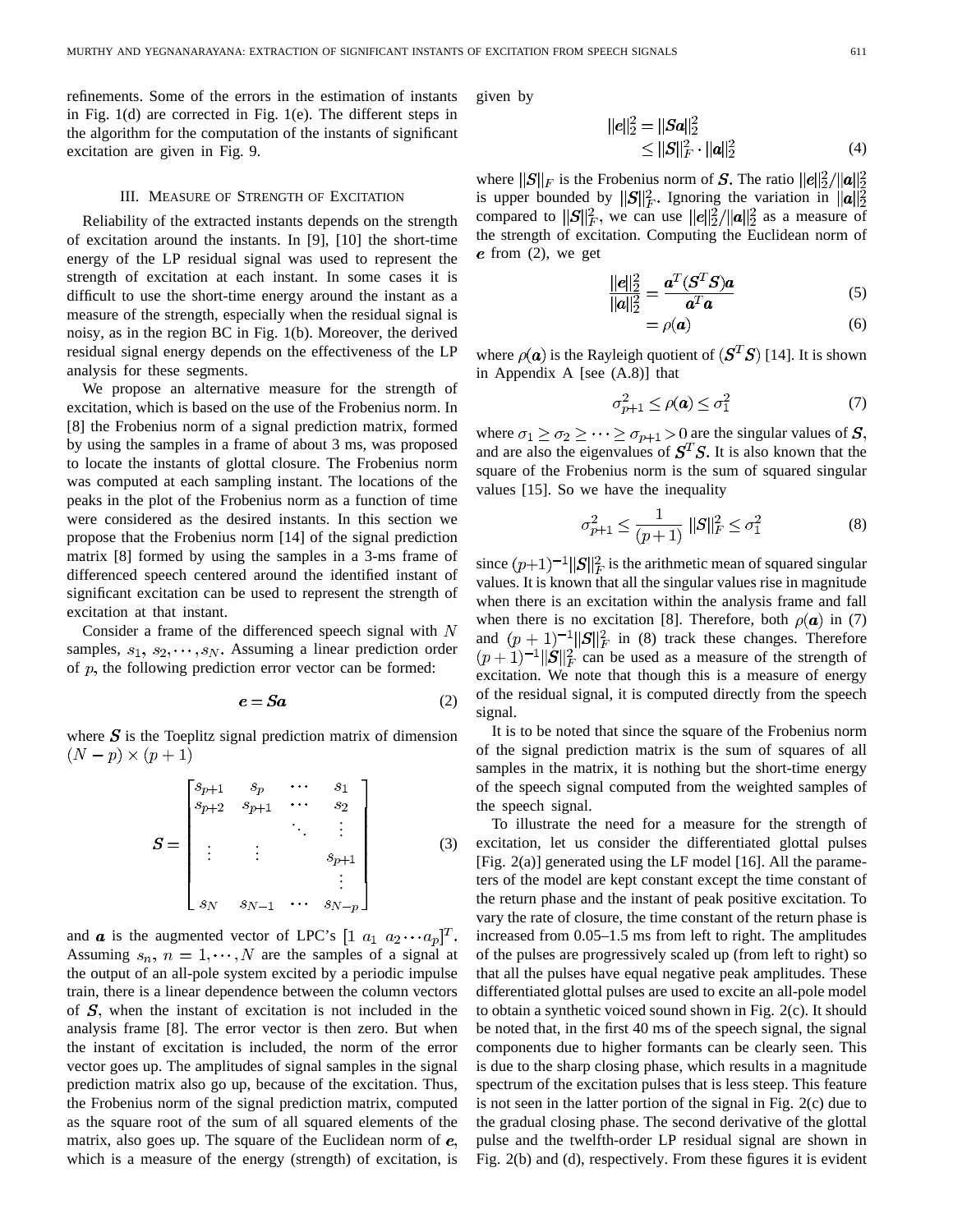refinements. Some of the errors in the estimation of instants in Fig. 1(d) are corrected in Fig. 1(e). The different steps in the algorithm for the computation of the instants of significant excitation are given in Fig. 9.

## III. Measure of Strength of Excitation

Reliability of the extracted instants depends on the strength of excitation around the instants. In [9], [10] the short-time energy of the LP residual signal was used to represent the strength of excitation at each instant. In some cases it is difficult to use the short-time energy around the instant as a measure of the strength, especially when the residual signal is noisy, as in the region BC in Fig. 1(b). Moreover, the derived residual signal energy depends on the effectiveness of the LP analysis for these segments.

We propose an alternative measure for the strength of excitation, which is based on the use of the Frobenius norm. In [8] the Frobenius norm of a signal prediction matrix, formed by using the samples in a frame of about 3 ms, was proposed to locate the instants of glottal closure. The Frobenius norm was computed at each sampling instant. The locations of the peaks in the plot of the Frobenius norm as a function of time were considered as the desired instants. In this section we propose that the Frobenius norm [14] of the signal prediction matrix [8] formed by using the samples in a 3-ms frame of differenced speech centered around the identified instant of significant excitation can be used to represent the strength of excitation at that instant.

Consider a frame of the differenced speech signal with $N$ samples, $s_1, s_2, \cdots, s_N$. Assuming a linear prediction order of $p$, the following prediction error vector can be formed:

$$\boldsymbol{e} = \boldsymbol{S}\boldsymbol{a} \tag{2}$$

where $\boldsymbol{S}$ is the Toeplitz signal prediction matrix of dimension $(N-p) \times (p+1)$

$$\boldsymbol{S} = \begin{bmatrix} s_{p+1} & s_p & \cdots & s_1 \\ s_{p+2} & s_{p+1} & \cdots & s_2 \\ & & \ddots & \vdots \\ \vdots & \vdots & & s_{p+1} \\ & & & \vdots \\ s_N & s_{N-1} & \cdots & s_{N-p} \end{bmatrix} \tag{3}$$

and $\boldsymbol{a}$ is the augmented vector of LPC's $[1 \ a_1 \ a_2 \cdots a_p]^T$. Assuming $s_n$, $n = 1, \cdots, N$ are the samples of a signal at the output of an all-pole system excited by a periodic impulse train, there is a linear dependence between the column vectors of $\boldsymbol{S}$, when the instant of excitation is not included in the analysis frame [8]. The error vector is then zero. But when the instant of excitation is included, the norm of the error vector goes up. The amplitudes of signal samples in the signal prediction matrix also go up, because of the excitation. Thus, the Frobenius norm of the signal prediction matrix, computed as the square root of the sum of all squared elements of the matrix, also goes up. The square of the Euclidean norm of $\boldsymbol{e}$, which is a measure of the energy (strength) of excitation, is given by

$$\begin{aligned} \|\boldsymbol{e}\|_2^2 &= \|\boldsymbol{S}\boldsymbol{a}\|_2^2 \\ &\le \|\boldsymbol{S}\|_F^2 \cdot \|\boldsymbol{a}\|_2^2 \end{aligned} \tag{4}$$

where $\|\boldsymbol{S}\|_F$ is the Frobenius norm of $\boldsymbol{S}$. The ratio $\|\boldsymbol{e}\|_2^2/\|\boldsymbol{a}\|_2^2$ is upper bounded by $\|\boldsymbol{S}\|_F^2$. Ignoring the variation in $\|\boldsymbol{a}\|_2^2$ compared to $\|\boldsymbol{S}\|_F^2$, we can use $\|\boldsymbol{e}\|_2^2/\|\boldsymbol{a}\|_2^2$ as a measure of the strength of excitation. Computing the Euclidean norm of $\boldsymbol{e}$ from (2), we get

$$\frac{\|\boldsymbol{e}\|_2^2}{\|\boldsymbol{a}\|_2^2} = \frac{\boldsymbol{a}^T(\boldsymbol{S}^T\boldsymbol{S})\boldsymbol{a}}{\boldsymbol{a}^T\boldsymbol{a}} \tag{5}$$

$$= \rho(\boldsymbol{a}) \tag{6}$$

where $\rho(\boldsymbol{a})$ is the Rayleigh quotient of $(\boldsymbol{S}^T\boldsymbol{S})$ [14]. It is shown in Appendix A [see (A.8)] that

$$\sigma_{p+1}^2 \le \rho(\boldsymbol{a}) \le \sigma_1^2 \tag{7}$$

where $\sigma_1 \ge \sigma_2 \ge \cdots \ge \sigma_{p+1} > 0$ are the singular values of $\boldsymbol{S}$, and are also the eigenvalues of $\boldsymbol{S}^T\boldsymbol{S}$. It is also known that the square of the Frobenius norm is the sum of squared singular values [15]. So we have the inequality

$$\sigma_{p+1}^2 \le \frac{1}{(p+1)} \|S\|_F^2 \le \sigma_1^2 \tag{8}$$

since $(p+1)^{-1}\|\boldsymbol{S}\|_F^2$ is the arithmetic mean of squared singular values. It is known that all the singular values rise in magnitude when there is an excitation within the analysis frame and fall when there is no excitation [8]. Therefore, both $\rho(\boldsymbol{a})$ in (7) and $(p+1)^{-1}\|\boldsymbol{S}\|_F^2$ in (8) track these changes. Therefore $(p+1)^{-1}\|\boldsymbol{S}\|_F^2$ can be used as a measure of the strength of excitation. We note that though this is a measure of energy of the residual signal, it is computed directly from the speech signal.

It is to be noted that since the square of the Frobenius norm of the signal prediction matrix is the sum of squares of all samples in the matrix, it is nothing but the short-time energy of the speech signal computed from the weighted samples of the speech signal.

To illustrate the need for a measure for the strength of excitation, let us consider the differentiated glottal pulses [Fig. 2(a)] generated using the LF model [16]. All the parameters of the model are kept constant except the time constant of the return phase and the instant of peak positive excitation. To vary the rate of closure, the time constant of the return phase is increased from 0.05–1.5 ms from left to right. The amplitudes of the pulses are progressively scaled up (from left to right) so that all the pulses have equal negative peak amplitudes. These differentiated glottal pulses are used to excite an all-pole model to obtain a synthetic voiced sound shown in Fig. 2(c). It should be noted that, in the first 40 ms of the speech signal, the signal components due to higher formants can be clearly seen. This is due to the sharp closing phase, which results in a magnitude spectrum of the excitation pulses that is less steep. This feature is not seen in the latter portion of the signal in Fig. 2(c) due to the gradual closing phase. The second derivative of the glottal pulse and the twelfth-order LP residual signal are shown in Fig. 2(b) and (d), respectively. From these figures it is evident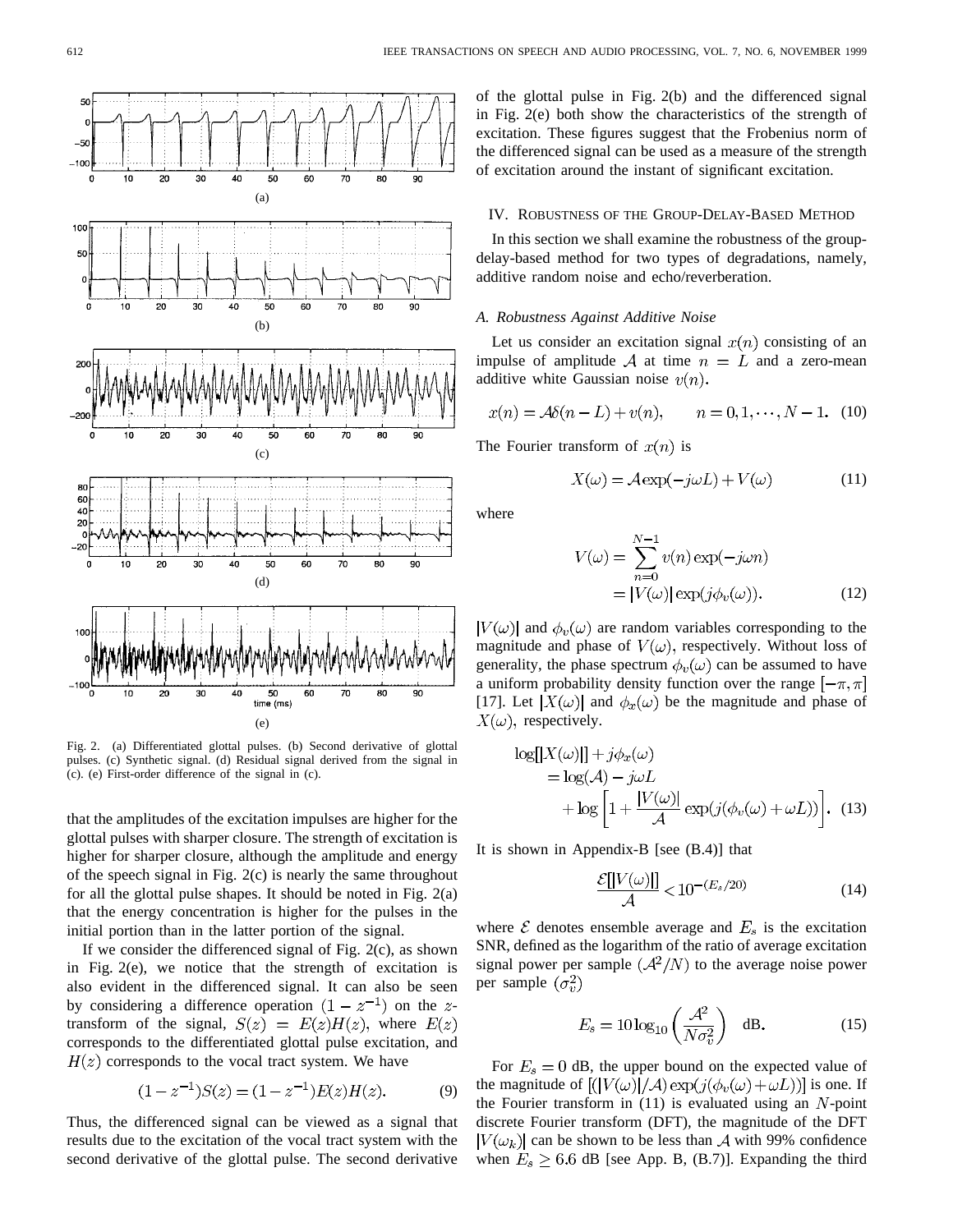Fig. 2. (a) Differentiated glottal pulses. (b) Second derivative of glottal pulses. (c) Synthetic signal. (d) Residual signal derived from the signal in (c). (e) First-order difference of the signal in (c).

that the amplitudes of the excitation impulses are higher for the glottal pulses with sharper closure. The strength of excitation is higher for sharper closure, although the amplitude and energy of the speech signal in Fig. 2(c) is nearly the same throughout for all the glottal pulse shapes. It should be noted in Fig. 2(a) that the energy concentration is higher for the pulses in the initial portion than in the latter portion of the signal.

If we consider the differenced signal of Fig. 2(c), as shown in Fig. 2(e), we notice that the strength of excitation is also evident in the differenced signal. It can also be seen by considering a difference operation $(1 - z^{-1})$ on the $z$-transform of the signal, $S(z) = E(z)H(z)$, where $E(z)$ corresponds to the differentiated glottal pulse excitation, and $H(z)$ corresponds to the vocal tract system. We have

$$(1 - z^{-1})S(z) = (1 - z^{-1})E(z)H(z). \tag{9}$$

Thus, the differenced signal can be viewed as a signal that results due to the excitation of the vocal tract system with the second derivative of the glottal pulse. The second derivative of the glottal pulse in Fig. 2(b) and the differenced signal in Fig. 2(e) both show the characteristics of the strength of excitation. These figures suggest that the Frobenius norm of the differenced signal can be used as a measure of the strength of excitation around the instant of significant excitation.

## IV. Robustness of the Group-Delay-Based Method

In this section we shall examine the robustness of the group-delay-based method for two types of degradations, namely, additive random noise and echo/reverberation.

### A. Robustness Against Additive Noise

Let us consider an excitation signal $x(n)$ consisting of an impulse of amplitude $\mathcal{A}$ at time $n = L$ and a zero-mean additive white Gaussian noise $v(n)$.

$$x(n) = \mathcal{A}\delta(n - L) + v(n), \qquad n = 0, 1, \cdots, N - 1. \tag{10}$$

The Fourier transform of $x(n)$ is

$$X(\omega) = \mathcal{A}\exp(-j\omega L) + V(\omega) \tag{11}$$

where

$$\begin{aligned} V(\omega) &= \sum_{n=0}^{N-1} v(n)\exp(-j\omega n) \\ &= |V(\omega)|\exp(j\phi_v(\omega)). \end{aligned} \tag{12}$$

$|V(\omega)|$ and $\phi_v(\omega)$ are random variables corresponding to the magnitude and phase of $V(\omega)$, respectively. Without loss of generality, the phase spectrum $\phi_v(\omega)$ can be assumed to have a uniform probability density function over the range $[-\pi, \pi]$ [17]. Let $|X(\omega)|$ and $\phi_x(\omega)$ be the magnitude and phase of $X(\omega)$, respectively.

$$\begin{aligned} \log[|X(\omega)|] + j\phi_x(\omega) &= \log(\mathcal{A}) - j\omega L \\ &\quad + \log\left[1 + \frac{|V(\omega)|}{\mathcal{A}}\exp(j(\phi_v(\omega) + \omega L))\right]. \end{aligned} \tag{13}$$

It is shown in Appendix-B [see (B.4)] that

$$\frac{\mathcal{E}[|V(\omega)|]}{\mathcal{A}} < 10^{-(E_s/20)} \tag{14}$$

where $\mathcal{E}$ denotes ensemble average and $E_s$ is the excitation SNR, defined as the logarithm of the ratio of average excitation signal power per sample $(\mathcal{A}^2/N)$ to the average noise power per sample $(\sigma_v^2)$

$$E_s = 10\log_{10}\left(\frac{\mathcal{A}^2}{N\sigma_v^2}\right) \quad \text{dB}. \tag{15}$$

For $E_s = 0$ dB, the upper bound on the expected value of the magnitude of $[(|V(\omega)|/\mathcal{A})\exp(j(\phi_v(\omega) + \omega L))]$ is one. If the Fourier transform in (11) is evaluated using an $N$-point discrete Fourier transform (DFT), the magnitude of the DFT $|V(\omega_k)|$ can be shown to be less than $\mathcal{A}$ with 99% confidence when $E_s \geq 6.6$ dB [see App. B, (B.7)]. Expanding the third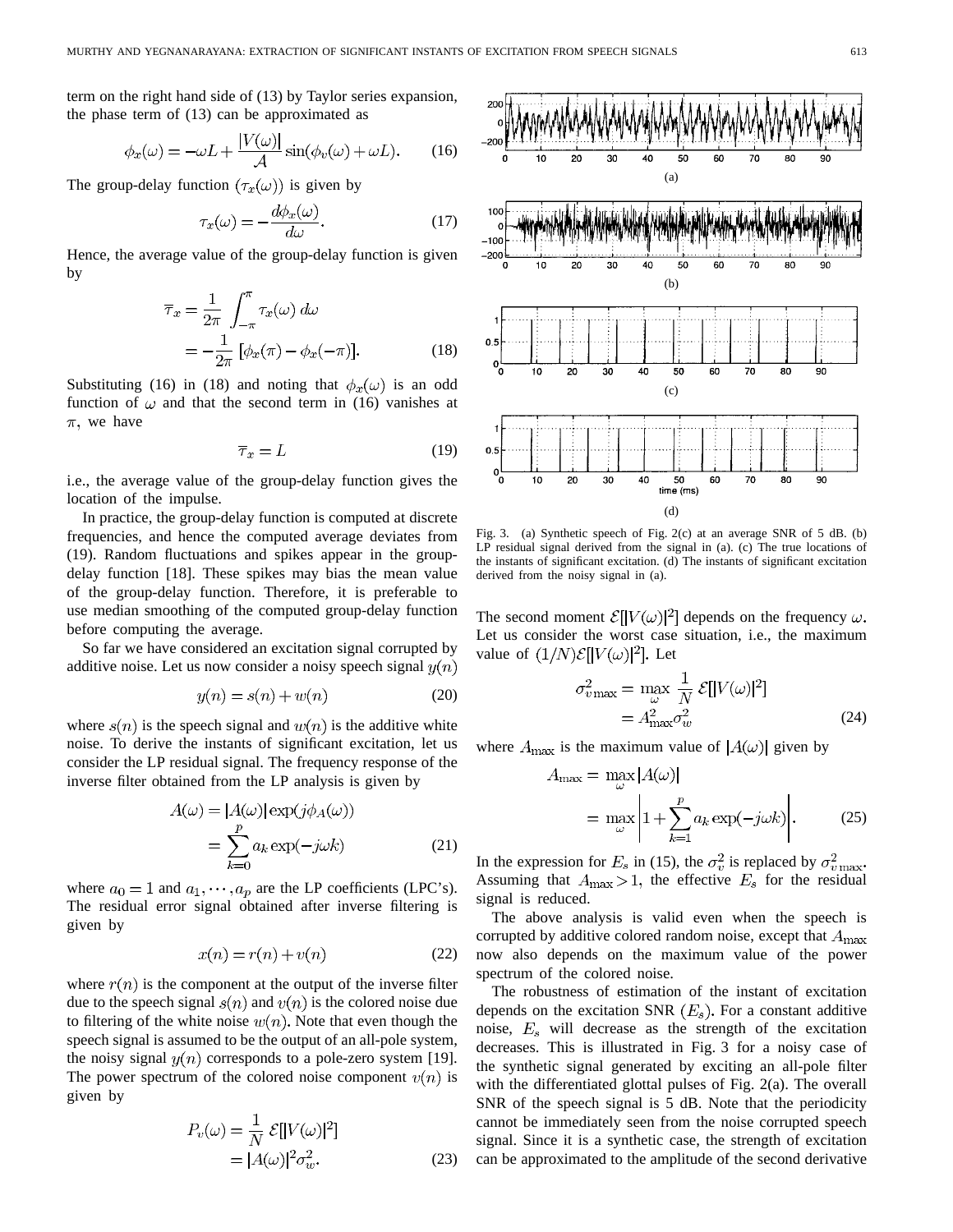term on the right hand side of (13) by Taylor series expansion, the phase term of (13) can be approximated as

$$\phi_x(\omega) = -\omega L + \frac{|V(\omega)|}{\mathcal{A}} \sin(\phi_v(\omega) + \omega L). \tag{16}$$

The group-delay function $(\tau_x(\omega))$ is given by

$$\tau_x(\omega) = -\frac{d\phi_x(\omega)}{d\omega}. \tag{17}$$

Hence, the average value of the group-delay function is given by

$$\begin{aligned}\overline{\tau}_x &= \frac{1}{2\pi} \int_{-\pi}^{\pi} \tau_x(\omega)\, d\omega \\ &= -\frac{1}{2\pi} [\phi_x(\pi) - \phi_x(-\pi)]. \end{aligned} \tag{18}$$

Substituting (16) in (18) and noting that $\phi_x(\omega)$ is an odd function of $\omega$ and that the second term in (16) vanishes at $\pi$, we have

$$\overline{\tau}_x = L \tag{19}$$

i.e., the average value of the group-delay function gives the location of the impulse.

In practice, the group-delay function is computed at discrete frequencies, and hence the computed average deviates from (19). Random fluctuations and spikes appear in the group-delay function [18]. These spikes may bias the mean value of the group-delay function. Therefore, it is preferable to use median smoothing of the computed group-delay function before computing the average.

So far we have considered an excitation signal corrupted by additive noise. Let us now consider a noisy speech signal $y(n)$

$$y(n) = s(n) + w(n) \tag{20}$$

where $s(n)$ is the speech signal and $w(n)$ is the additive white noise. To derive the instants of significant excitation, let us consider the LP residual signal. The frequency response of the inverse filter obtained from the LP analysis is given by

$$\begin{aligned}A(\omega) &= |A(\omega)| \exp(j\phi_A(\omega)) \\ &= \sum_{k=0}^{p} a_k \exp(-j\omega k)\end{aligned} \tag{21}$$

where $a_0 = 1$ and $a_1, \cdots, a_p$ are the LP coefficients (LPC's). The residual error signal obtained after inverse filtering is given by

$$x(n) = r(n) + v(n) \tag{22}$$

where $r(n)$ is the component at the output of the inverse filter due to the speech signal $s(n)$ and $v(n)$ is the colored noise due to filtering of the white noise $w(n)$. Note that even though the speech signal is assumed to be the output of an all-pole system, the noisy signal $y(n)$ corresponds to a pole-zero system [19]. The power spectrum of the colored noise component $v(n)$ is given by

$$\begin{aligned}P_v(\omega) &= \frac{1}{N} \mathcal{E}[|V(\omega)|^2] \\ &= |A(\omega)|^2 \sigma_w^2.\end{aligned} \tag{23}$$

Fig. 3. (a) Synthetic speech of Fig. 2(c) at an average SNR of 5 dB. (b) LP residual signal derived from the signal in (a). (c) The true locations of the instants of significant excitation. (d) The instants of significant excitation derived from the noisy signal in (a).

The second moment $\mathcal{E}[|V(\omega)|^2]$ depends on the frequency $\omega$. Let us consider the worst case situation, i.e., the maximum value of $(1/N)\mathcal{E}[|V(\omega)|^2]$. Let

$$\begin{aligned}\sigma_{v\max}^2 &= \max_{\omega} \frac{1}{N} \mathcal{E}[|V(\omega)|^2] \\ &= A_{\max}^2 \sigma_w^2\end{aligned} \tag{24}$$

where $A_{\max}$ is the maximum value of $|A(\omega)|$ given by

$$\begin{aligned}A_{\max} &= \max_{\omega} |A(\omega)| \\ &= \max_{\omega} \left| 1 + \sum_{k=1}^{p} a_k \exp(-j\omega k) \right|.\end{aligned} \tag{25}$$

In the expression for $E_s$ in (15), the $\sigma_v^2$ is replaced by $\sigma_{v\max}^2$. Assuming that $A_{\max} > 1$, the effective $E_s$ for the residual signal is reduced.

The above analysis is valid even when the speech is corrupted by additive colored random noise, except that $A_{\max}$ now also depends on the maximum value of the power spectrum of the colored noise.

The robustness of estimation of the instant of excitation depends on the excitation SNR $(E_s)$. For a constant additive noise, $E_s$ will decrease as the strength of the excitation decreases. This is illustrated in Fig. 3 for a noisy case of the synthetic signal generated by exciting an all-pole filter with the differentiated glottal pulses of Fig. 2(a). The overall SNR of the speech signal is 5 dB. Note that the periodicity cannot be immediately seen from the noise corrupted speech signal. Since it is a synthetic case, the strength of excitation can be approximated to the amplitude of the second derivative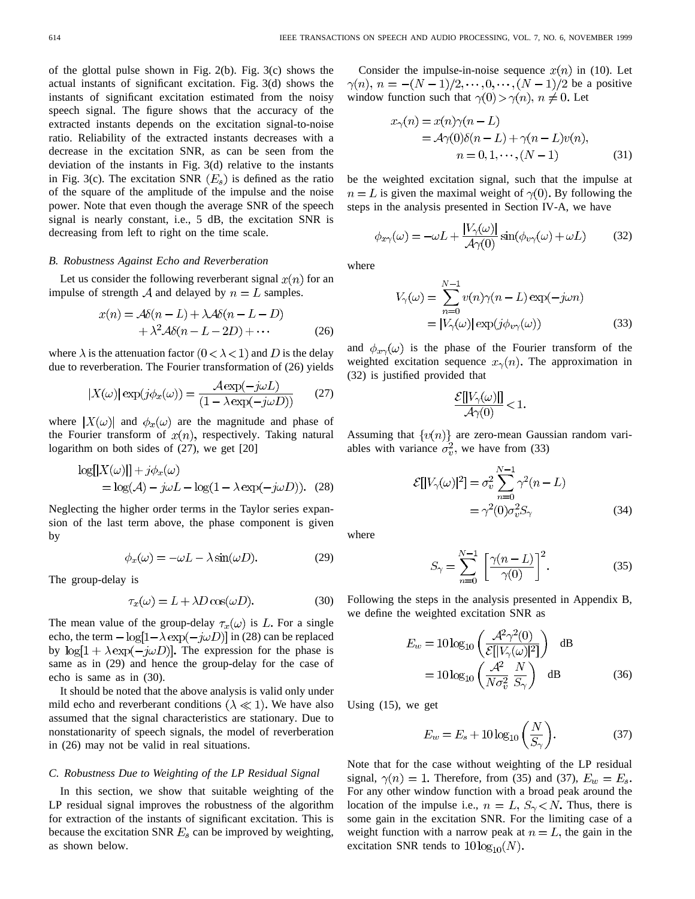of the glottal pulse shown in Fig. 2(b). Fig. 3(c) shows the actual instants of significant excitation. Fig. 3(d) shows the instants of significant excitation estimated from the noisy speech signal. The figure shows that the accuracy of the extracted instants depends on the excitation signal-to-noise ratio. Reliability of the extracted instants decreases with a decrease in the excitation SNR, as can be seen from the deviation of the instants in Fig. 3(d) relative to the instants in Fig. 3(c). The excitation SNR ($E_s$) is defined as the ratio of the square of the amplitude of the impulse and the noise power. Note that even though the average SNR of the speech signal is nearly constant, i.e., 5 dB, the excitation SNR is decreasing from left to right on the time scale.

### *B. Robustness Against Echo and Reverberation*

Let us consider the following reverberant signal $x(n)$ for an impulse of strength $\mathcal{A}$ and delayed by $n = L$ samples.

$$x(n) = \mathcal{A}\delta(n-L) + \lambda\mathcal{A}\delta(n-L-D) + \lambda^2\mathcal{A}\delta(n-L-2D) + \cdots \tag{26}$$

where $\lambda$ is the attenuation factor $(0 < \lambda < 1)$ and $D$ is the delay due to reverberation. The Fourier transformation of (26) yields

$$|X(\omega)|\exp(j\phi_x(\omega)) = \frac{\mathcal{A}\exp(-j\omega L)}{(1-\lambda\exp(-j\omega D))} \tag{27}$$

where $|X(\omega)|$ and $\phi_x(\omega)$ are the magnitude and phase of the Fourier transform of $x(n)$, respectively. Taking natural logarithm on both sides of (27), we get [20]

$$\log[|X(\omega)|] + j\phi_x(\omega) = \log(\mathcal{A}) - j\omega L - \log(1-\lambda\exp(-j\omega D)). \tag{28}$$

Neglecting the higher order terms in the Taylor series expansion of the last term above, the phase component is given by

$$\phi_x(\omega) = -\omega L - \lambda\sin(\omega D). \tag{29}$$

The group-delay is

$$\tau_x(\omega) = L + \lambda D\cos(\omega D). \tag{30}$$

The mean value of the group-delay $\tau_x(\omega)$ is $L$. For a single echo, the term $-\log[1-\lambda\exp(-j\omega D)]$ in (28) can be replaced by $\log[1+\lambda\exp(-j\omega D)]$. The expression for the phase is same as in (29) and hence the group-delay for the case of echo is same as in (30).

It should be noted that the above analysis is valid only under mild echo and reverberant conditions $(\lambda \ll 1)$. We have also assumed that the signal characteristics are stationary. Due to nonstationarity of speech signals, the model of reverberation in (26) may not be valid in real situations.

### *C. Robustness Due to Weighting of the LP Residual Signal*

In this section, we show that suitable weighting of the LP residual signal improves the robustness of the algorithm for extraction of the instants of significant excitation. This is because the excitation SNR $E_s$ can be improved by weighting, as shown below.

Consider the impulse-in-noise sequence $x(n)$ in (10). Let $\gamma(n)$, $n = -(N-1)/2, \cdots, 0, \cdots, (N-1)/2$ be a positive window function such that $\gamma(0) > \gamma(n)$, $n \neq 0$. Let

$$\begin{aligned} x_\gamma(n) &= x(n)\gamma(n-L) \\ &= \mathcal{A}\gamma(0)\delta(n-L) + \gamma(n-L)v(n), \\ &\qquad n = 0, 1, \cdots, (N-1) \end{aligned} \tag{31}$$

be the weighted excitation signal, such that the impulse at $n = L$ is given the maximal weight of $\gamma(0)$. By following the steps in the analysis presented in Section IV-A, we have

$$\phi_{x\gamma}(\omega) = -\omega L + \frac{|V_\gamma(\omega)|}{\mathcal{A}\gamma(0)}\sin(\phi_{v\gamma}(\omega) + \omega L) \tag{32}$$

where

$$\begin{aligned} V_\gamma(\omega) &= \sum_{n=0}^{N-1} v(n)\gamma(n-L)\exp(-j\omega n) \\ &= |V_\gamma(\omega)|\exp(j\phi_{v\gamma}(\omega)) \end{aligned} \tag{33}$$

and $\phi_{x\gamma}(\omega)$ is the phase of the Fourier transform of the weighted excitation sequence $x_\gamma(n)$. The approximation in (32) is justified provided that

$$\frac{\mathcal{E}[|V_\gamma(\omega)|]}{\mathcal{A}\gamma(0)} < 1.$$

Assuming that $\{v(n)\}$ are zero-mean Gaussian random variables with variance $\sigma_v^2$, we have from (33)

$$\begin{aligned} \mathcal{E}[|V_\gamma(\omega)|^2] &= \sigma_v^2 \sum_{n=0}^{N-1} \gamma^2(n-L) \\ &= \gamma^2(0)\sigma_v^2 S_\gamma \end{aligned} \tag{34}$$

where

$$S_\gamma = \sum_{n=0}^{N-1} \left[\frac{\gamma(n-L)}{\gamma(0)}\right]^2. \tag{35}$$

Following the steps in the analysis presented in Appendix B, we define the weighted excitation SNR as

$$\begin{aligned} E_w &= 10\log_{10}\left(\frac{\mathcal{A}^2\gamma^2(0)}{\mathcal{E}[|V_\gamma(\omega)|^2]}\right) \quad \text{dB} \\ &= 10\log_{10}\left(\frac{\mathcal{A}^2}{N\sigma_v^2}\,\frac{N}{S_\gamma}\right) \quad \text{dB} \end{aligned} \tag{36}$$

Using (15), we get

$$E_w = E_s + 10\log_{10}\left(\frac{N}{S_\gamma}\right). \tag{37}$$

Note that for the case without weighting of the LP residual signal, $\gamma(n) = 1$. Therefore, from (35) and (37), $E_w = E_s$. For any other window function with a broad peak around the location of the impulse i.e., $n = L$, $S_\gamma < N$. Thus, there is some gain in the excitation SNR. For the limiting case of a weight function with a narrow peak at $n = L$, the gain in the excitation SNR tends to $10\log_{10}(N)$.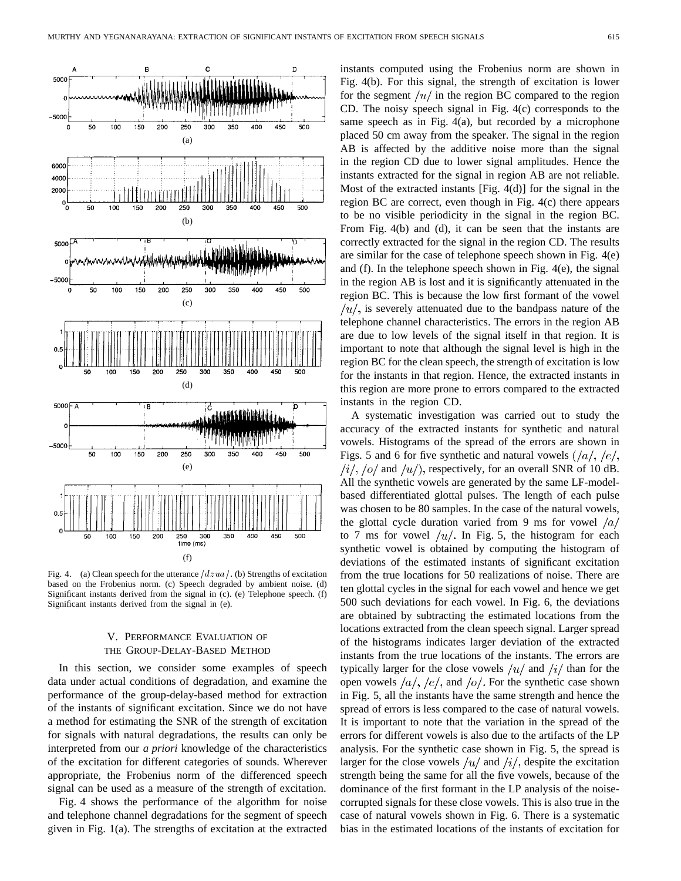Fig. 4. (a) Clean speech for the utterance $/dzua/$. (b) Strengths of excitation based on the Frobenius norm. (c) Speech degraded by ambient noise. (d) Significant instants derived from the signal in (c). (e) Telephone speech. (f) Significant instants derived from the signal in (e).

## V. Performance Evaluation of the Group-Delay-Based Method

In this section, we consider some examples of speech data under actual conditions of degradation, and examine the performance of the group-delay-based method for extraction of the instants of significant excitation. Since we do not have a method for estimating the SNR of the strength of excitation for signals with natural degradations, the results can only be interpreted from our *a priori* knowledge of the characteristics of the excitation for different categories of sounds. Wherever appropriate, the Frobenius norm of the differenced speech signal can be used as a measure of the strength of excitation.

Fig. 4 shows the performance of the algorithm for noise and telephone channel degradations for the segment of speech given in Fig. 1(a). The strengths of excitation at the extracted instants computed using the Frobenius norm are shown in Fig. 4(b). For this signal, the strength of excitation is lower for the segment $/u/$ in the region BC compared to the region CD. The noisy speech signal in Fig. 4(c) corresponds to the same speech as in Fig. 4(a), but recorded by a microphone placed 50 cm away from the speaker. The signal in the region AB is affected by the additive noise more than the signal in the region CD due to lower signal amplitudes. Hence the instants extracted for the signal in region AB are not reliable. Most of the extracted instants [Fig. 4(d)] for the signal in the region BC are correct, even though in Fig. 4(c) there appears to be no visible periodicity in the signal in the region BC. From Fig. 4(b) and (d), it can be seen that the instants are correctly extracted for the signal in the region CD. The results are similar for the case of telephone speech shown in Fig. 4(e) and (f). In the telephone speech shown in Fig. 4(e), the signal in the region AB is lost and it is significantly attenuated in the region BC. This is because the low first formant of the vowel $/u/$, is severely attenuated due to the bandpass nature of the telephone channel characteristics. The errors in the region AB are due to low levels of the signal itself in that region. It is important to note that although the signal level is high in the region BC for the clean speech, the strength of excitation is low for the instants in that region. Hence, the extracted instants in this region are more prone to errors compared to the extracted instants in the region CD.

A systematic investigation was carried out to study the accuracy of the extracted instants for synthetic and natural vowels. Histograms of the spread of the errors are shown in Figs. 5 and 6 for five synthetic and natural vowels ($/a/$, $/e/$, $/i/$, $/o/$ and $/u/$), respectively, for an overall SNR of 10 dB. All the synthetic vowels are generated by the same LF-model-based differentiated glottal pulses. The length of each pulse was chosen to be 80 samples. In the case of the natural vowels, the glottal cycle duration varied from 9 ms for vowel $/a/$ to 7 ms for vowel $/u/$. In Fig. 5, the histogram for each synthetic vowel is obtained by computing the histogram of deviations of the estimated instants of significant excitation from the true locations for 50 realizations of noise. There are ten glottal cycles in the signal for each vowel and hence we get 500 such deviations for each vowel. In Fig. 6, the deviations are obtained by subtracting the estimated locations from the locations extracted from the clean speech signal. Larger spread of the histograms indicates larger deviation of the extracted instants from the true locations of the instants. The errors are typically larger for the close vowels $/u/$ and $/i/$ than for the open vowels $/a/$, $/e/$, and $/o/$. For the synthetic case shown in Fig. 5, all the instants have the same strength and hence the spread of errors is less compared to the case of natural vowels. It is important to note that the variation in the spread of the errors for different vowels is also due to the artifacts of the LP analysis. For the synthetic case shown in Fig. 5, the spread is larger for the close vowels $/u/$ and $/i/$, despite the excitation strength being the same for all the five vowels, because of the dominance of the first formant in the LP analysis of the noise-corrupted signals for these close vowels. This is also true in the case of natural vowels shown in Fig. 6. There is a systematic bias in the estimated locations of the instants of excitation for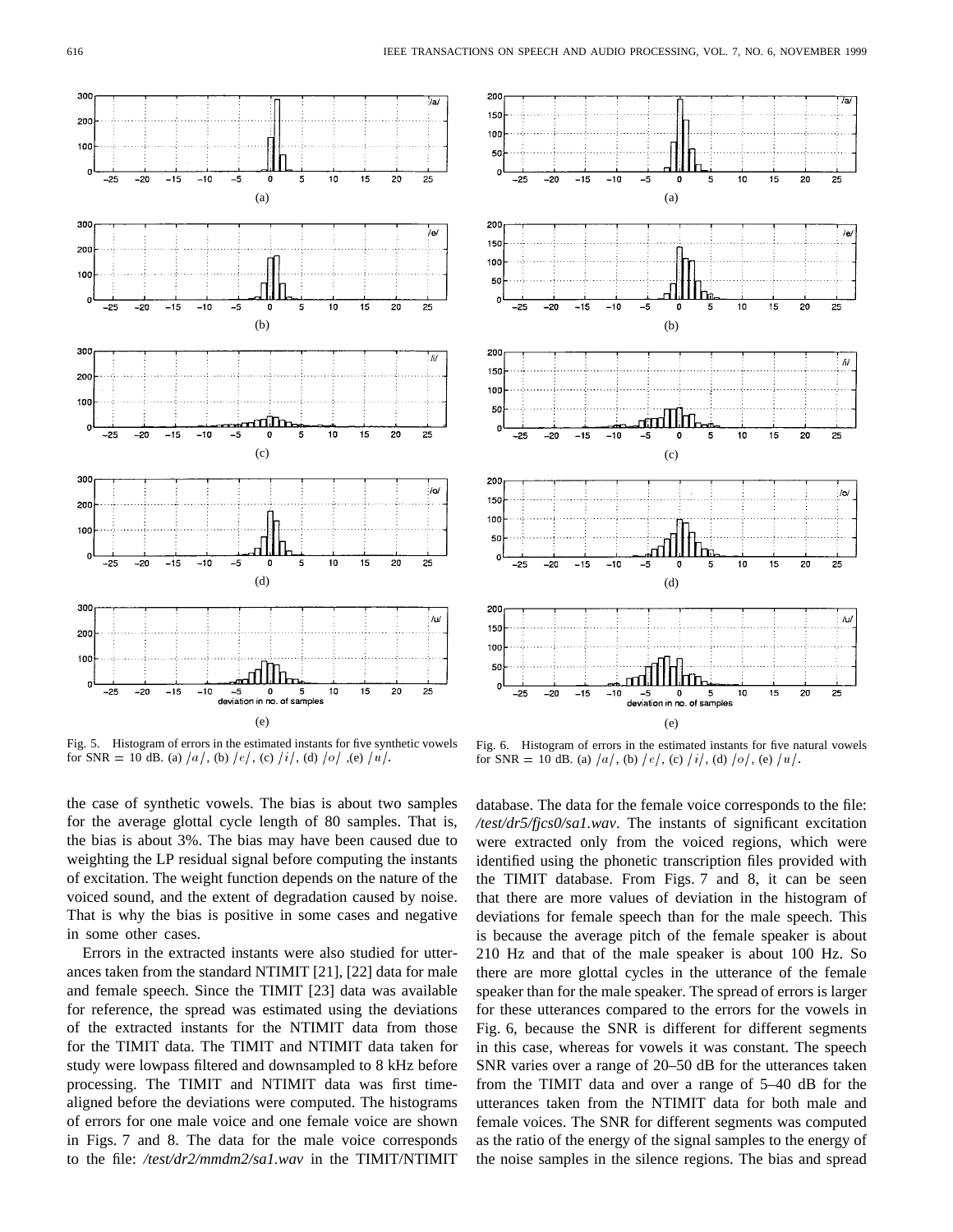Fig. 5. Histogram of errors in the estimated instants for five synthetic vowels for SNR = 10 dB. (a) /a/, (b) /e/, (c) /i/, (d) /o/ ,(e) /u/.

Fig. 6. Histogram of errors in the estimated instants for five natural vowels for SNR = 10 dB. (a) /a/, (b) /e/, (c) /i/, (d) /o/, (e) /u/.

the case of synthetic vowels. The bias is about two samples for the average glottal cycle length of 80 samples. That is, the bias is about 3%. The bias may have been caused due to weighting the LP residual signal before computing the instants of excitation. The weight function depends on the nature of the voiced sound, and the extent of degradation caused by noise. That is why the bias is positive in some cases and negative in some other cases.

Errors in the extracted instants were also studied for utterances taken from the standard NTIMIT [21], [22] data for male and female speech. Since the TIMIT [23] data was available for reference, the spread was estimated using the deviations of the extracted instants for the NTIMIT data from those for the TIMIT data. The TIMIT and NTIMIT data taken for study were lowpass filtered and downsampled to 8 kHz before processing. The TIMIT and NTIMIT data was first time-aligned before the deviations were computed. The histograms of errors for one male voice and one female voice are shown in Figs. 7 and 8. The data for the male voice corresponds to the file: */test/dr2/mmdm2/sa1.wav* in the TIMIT/NTIMIT database. The data for the female voice corresponds to the file: */test/dr5/fjcs0/sa1.wav*. The instants of significant excitation were extracted only from the voiced regions, which were identified using the phonetic transcription files provided with the TIMIT database. From Figs. 7 and 8, it can be seen that there are more values of deviation in the histogram of deviations for female speech than for the male speech. This is because the average pitch of the female speaker is about 210 Hz and that of the male speaker is about 100 Hz. So there are more glottal cycles in the utterance of the female speaker than for the male speaker. The spread of errors is larger for these utterances compared to the errors for the vowels in Fig. 6, because the SNR is different for different segments in this case, whereas for vowels it was constant. The speech SNR varies over a range of 20–50 dB for the utterances taken from the TIMIT data and over a range of 5–40 dB for the utterances taken from the NTIMIT data for both male and female voices. The SNR for different segments was computed as the ratio of the energy of the signal samples to the energy of the noise samples in the silence regions. The bias and spread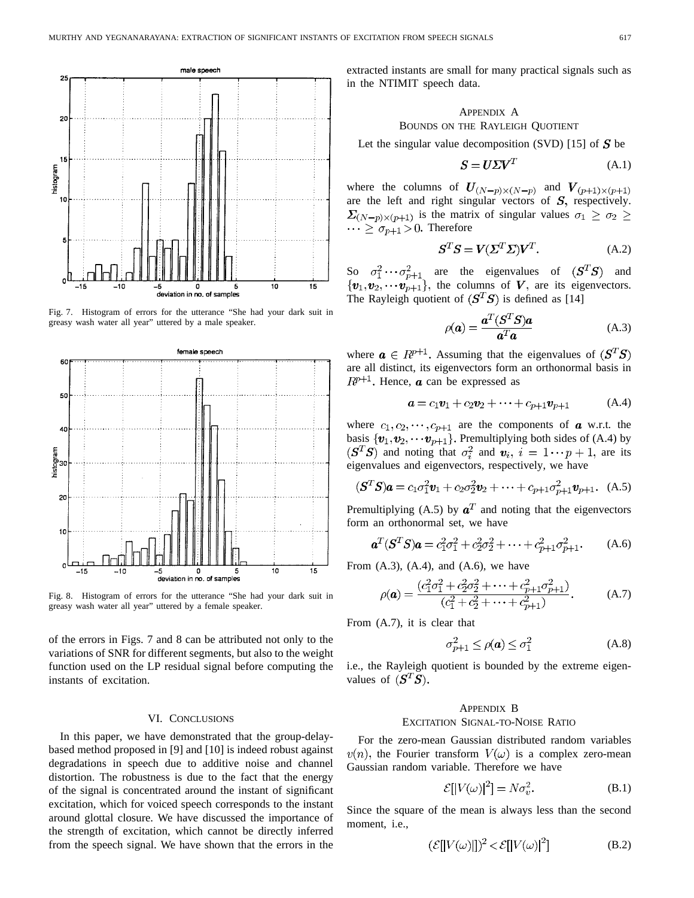Fig. 7. Histogram of errors for the utterance "She had your dark suit in greasy wash water all year" uttered by a male speaker.

Fig. 8. Histogram of errors for the utterance "She had your dark suit in greasy wash water all year" uttered by a female speaker.

of the errors in Figs. 7 and 8 can be attributed not only to the variations of SNR for different segments, but also to the weight function used on the LP residual signal before computing the instants of excitation.

## VI. Conclusions

In this paper, we have demonstrated that the group-delay-based method proposed in [9] and [10] is indeed robust against degradations in speech due to additive noise and channel distortion. The robustness is due to the fact that the energy of the signal is concentrated around the instant of significant excitation, which for voiced speech corresponds to the instant around glottal closure. We have discussed the importance of the strength of excitation, which cannot be directly inferred from the speech signal. We have shown that the errors in the extracted instants are small for many practical signals such as in the NTIMIT speech data.

## Appendix A
## Bounds on the Rayleigh Quotient

Let the singular value decomposition (SVD) [15] of $\boldsymbol{S}$ be

$$\boldsymbol{S} = \boldsymbol{U}\boldsymbol{\Sigma}\boldsymbol{V}^T \tag{A.1}$$

where the columns of $\boldsymbol{U}_{(N-p)\times(N-p)}$ and $\boldsymbol{V}_{(p+1)\times(p+1)}$ are the left and right singular vectors of $\boldsymbol{S}$, respectively. $\boldsymbol{\Sigma}_{(N-p)\times(p+1)}$ is the matrix of singular values $\sigma_1 \geq \sigma_2 \geq \cdots \geq \sigma_{p+1} > 0$. Therefore

$$\boldsymbol{S}^T\boldsymbol{S} = \boldsymbol{V}(\boldsymbol{\Sigma}^T\boldsymbol{\Sigma})\boldsymbol{V}^T. \tag{A.2}$$

So $\sigma_1^2 \cdots \sigma_{p+1}^2$ are the eigenvalues of $(\boldsymbol{S}^T\boldsymbol{S})$ and $\{\boldsymbol{v}_1, \boldsymbol{v}_2, \cdots \boldsymbol{v}_{p+1}\}$, the columns of $\boldsymbol{V}$, are its eigenvectors. The Rayleigh quotient of $(\boldsymbol{S}^T\boldsymbol{S})$ is defined as [14]

$$\rho(\boldsymbol{a}) = \frac{\boldsymbol{a}^T(\boldsymbol{S}^T\boldsymbol{S})\boldsymbol{a}}{\boldsymbol{a}^T\boldsymbol{a}} \tag{A.3}$$

where $\boldsymbol{a} \in R^{p+1}$. Assuming that the eigenvalues of $(\boldsymbol{S}^T\boldsymbol{S})$ are all distinct, its eigenvectors form an orthonormal basis in $R^{p+1}$. Hence, $\boldsymbol{a}$ can be expressed as

$$\boldsymbol{a} = c_1\boldsymbol{v}_1 + c_2\boldsymbol{v}_2 + \cdots + c_{p+1}\boldsymbol{v}_{p+1} \tag{A.4}$$

where $c_1, c_2, \cdots, c_{p+1}$ are the components of $\boldsymbol{a}$ w.r.t. the basis $\{\boldsymbol{v}_1, \boldsymbol{v}_2, \cdots \boldsymbol{v}_{p+1}\}$. Premultiplying both sides of (A.4) by $(\boldsymbol{S}^T\boldsymbol{S})$ and noting that $\sigma_i^2$ and $\boldsymbol{v}_i$, $i = 1 \cdots p+1$, are its eigenvalues and eigenvectors, respectively, we have

$$(\boldsymbol{S}^T\boldsymbol{S})\boldsymbol{a} = c_1\sigma_1^2\boldsymbol{v}_1 + c_2\sigma_2^2\boldsymbol{v}_2 + \cdots + c_{p+1}\sigma_{p+1}^2\boldsymbol{v}_{p+1}. \tag{A.5}$$

Premultiplying (A.5) by $\boldsymbol{a}^T$ and noting that the eigenvectors form an orthonormal set, we have

$$\boldsymbol{a}^T(\boldsymbol{S}^T\boldsymbol{S})\boldsymbol{a} = c_1^2\sigma_1^2 + c_2^2\sigma_2^2 + \cdots + c_{p+1}^2\sigma_{p+1}^2. \tag{A.6}$$

From (A.3), (A.4), and (A.6), we have

$$\rho(\boldsymbol{a}) = \frac{(c_1^2\sigma_1^2 + c_2^2\sigma_2^2 + \cdots + c_{p+1}^2\sigma_{p+1}^2)}{(c_1^2 + c_2^2 + \cdots + c_{p+1}^2)}. \tag{A.7}$$

From (A.7), it is clear that

$$\sigma_{p+1}^2 \leq \rho(\boldsymbol{a}) \leq \sigma_1^2 \tag{A.8}$$

i.e., the Rayleigh quotient is bounded by the extreme eigenvalues of $(\boldsymbol{S}^T\boldsymbol{S})$.

## Appendix B
## Excitation Signal-to-Noise Ratio

For the zero-mean Gaussian distributed random variables $v(n)$, the Fourier transform $V(\omega)$ is a complex zero-mean Gaussian random variable. Therefore we have

$$\mathcal{E}[|V(\omega)|^2] = N\sigma_v^2. \tag{B.1}$$

Since the square of the mean is always less than the second moment, i.e.,

$$(\mathcal{E}[|V(\omega)|])^2 < \mathcal{E}[|V(\omega)|^2] \tag{B.2}$$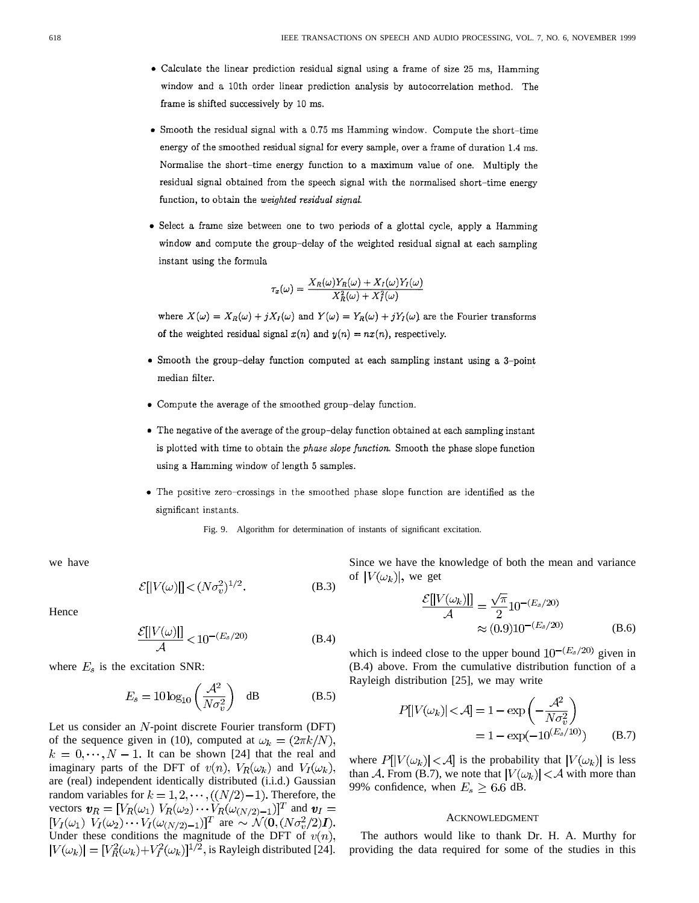- Calculate the linear prediction residual signal using a frame of size 25 ms, Hamming window and a 10th order linear prediction analysis by autocorrelation method. The frame is shifted successively by 10 ms.
- Smooth the residual signal with a 0.75 ms Hamming window. Compute the short-time energy of the smoothed residual signal for every sample, over a frame of duration 1.4 ms. Normalise the short-time energy function to a maximum value of one. Multiply the residual signal obtained from the speech signal with the normalised short-time energy function, to obtain the *weighted residual signal.*
- Select a frame size between one to two periods of a glottal cycle, apply a Hamming window and compute the group-delay of the weighted residual signal at each sampling instant using the formula

$$\tau_x(\omega) = \frac{X_R(\omega)Y_R(\omega) + X_I(\omega)Y_I(\omega)}{X_R^2(\omega) + X_I^2(\omega)}$$

  where $X(\omega) = X_R(\omega) + jX_I(\omega)$ and $Y(\omega) = Y_R(\omega) + jY_I(\omega)$ are the Fourier transforms of the weighted residual signal $x(n)$ and $y(n) = nx(n)$, respectively.
- Smooth the group-delay function computed at each sampling instant using a 3-point median filter.
- Compute the average of the smoothed group-delay function.
- The negative of the average of the group-delay function obtained at each sampling instant is plotted with time to obtain the *phase slope function.* Smooth the phase slope function using a Hamming window of length 5 samples.
- The positive zero-crossings in the smoothed phase slope function are identified as the significant instants.

Fig. 9. Algorithm for determination of instants of significant excitation.

we have

$$\mathcal{E}[|V(\omega)|] < (N\sigma_v^2)^{1/2}. \tag{B.3}$$

Hence

$$\frac{\mathcal{E}[|V(\omega)|]}{\mathcal{A}} < 10^{-(E_s/20)} \tag{B.4}$$

where $E_s$ is the excitation SNR:

$$E_s = 10\log_{10}\left(\frac{\mathcal{A}^2}{N\sigma_v^2}\right) \quad \text{dB} \tag{B.5}$$

Let us consider an $N$-point discrete Fourier transform (DFT) of the sequence given in (10), computed at $\omega_k = (2\pi k/N)$, $k = 0, \cdots, N-1$. It can be shown [24] that the real and imaginary parts of the DFT of $v(n)$, $V_R(\omega_k)$ and $V_I(\omega_k)$, are (real) independent identically distributed (i.i.d.) Gaussian random variables for $k = 1, 2, \cdots, ((N/2)-1)$. Therefore, the vectors $\boldsymbol{v}_R = [V_R(\omega_1)\ V_R(\omega_2) \cdots V_R(\omega_{(N/2)-1})]^T$ and $\boldsymbol{v}_I = [V_I(\omega_1)\ V_I(\omega_2) \cdots V_I(\omega_{(N/2)-1})]^T$ are $\sim \mathcal{N}(\boldsymbol{0}, (N\sigma_v^2/2)\boldsymbol{I})$. Under these conditions the magnitude of the DFT of $v(n)$, $|V(\omega_k)| = [V_R^2(\omega_k) + V_I^2(\omega_k)]^{1/2}$, is Rayleigh distributed [24].

Since we have the knowledge of both the mean and variance of $|V(\omega_k)|$, we get

$$\begin{aligned}\frac{\mathcal{E}[|V(\omega_k)|]}{\mathcal{A}} &= \frac{\sqrt{\pi}}{2}10^{-(E_s/20)} \\ &\approx (0.9)10^{-(E_s/20)}\end{aligned} \tag{B.6}$$

which is indeed close to the upper bound $10^{-(E_s/20)}$ given in (B.4) above. From the cumulative distribution function of a Rayleigh distribution [25], we may write

$$\begin{aligned}P[|V(\omega_k)| < \mathcal{A}] &= 1 - \exp\left(-\frac{\mathcal{A}^2}{N\sigma_v^2}\right) \\ &= 1 - \exp(-10^{(E_s/10)})\end{aligned} \tag{B.7}$$

where $P[|V(\omega_k)| < \mathcal{A}]$ is the probability that $|V(\omega_k)|$ is less than $\mathcal{A}$. From (B.7), we note that $|V(\omega_k)| < \mathcal{A}$ with more than 99% confidence, when $E_s \geq 6.6$ dB.

## Acknowledgment

The authors would like to thank Dr. H. A. Murthy for providing the data required for some of the studies in this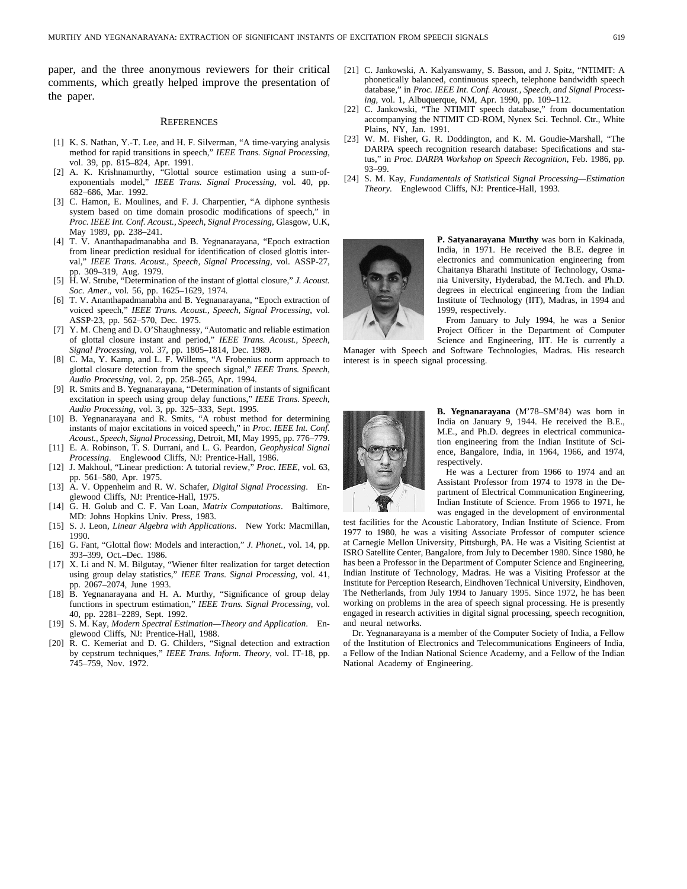paper, and the three anonymous reviewers for their critical comments, which greatly helped improve the presentation of the paper.

## References

[1] K. S. Nathan, Y.-T. Lee, and H. F. Silverman, "A time-varying analysis method for rapid transitions in speech," *IEEE Trans. Signal Processing*, vol. 39, pp. 815–824, Apr. 1991.

[2] A. K. Krishnamurthy, "Glottal source estimation using a sum-of-exponentials model," *IEEE Trans. Signal Processing*, vol. 40, pp. 682–686, Mar. 1992.

[3] C. Hamon, E. Moulines, and F. J. Charpentier, "A diphone synthesis system based on time domain prosodic modifications of speech," in *Proc. IEEE Int. Conf. Acoust., Speech, Signal Processing*, Glasgow, U.K, May 1989, pp. 238–241.

[4] T. V. Ananthapadmanabha and B. Yegnanarayana, "Epoch extraction from linear prediction residual for identification of closed glottis interval," *IEEE Trans. Acoust., Speech, Signal Processing*, vol. ASSP-27, pp. 309–319, Aug. 1979.

[5] H. W. Strube, "Determination of the instant of glottal closure," *J. Acoust. Soc. Amer.*, vol. 56, pp. 1625–1629, 1974.

[6] T. V. Ananthapadmanabha and B. Yegnanarayana, "Epoch extraction of voiced speech," *IEEE Trans. Acoust., Speech, Signal Processing*, vol. ASSP-23, pp. 562–570, Dec. 1975.

[7] Y. M. Cheng and D. O'Shaughnessy, "Automatic and reliable estimation of glottal closure instant and period," *IEEE Trans. Acoust., Speech, Signal Processing*, vol. 37, pp. 1805–1814, Dec. 1989.

[8] C. Ma, Y. Kamp, and L. F. Willems, "A Frobenius norm approach to glottal closure detection from the speech signal," *IEEE Trans. Speech, Audio Processing*, vol. 2, pp. 258–265, Apr. 1994.

[9] R. Smits and B. Yegnanarayana, "Determination of instants of significant excitation in speech using group delay functions," *IEEE Trans. Speech, Audio Processing*, vol. 3, pp. 325–333, Sept. 1995.

[10] B. Yegnanarayana and R. Smits, "A robust method for determining instants of major excitations in voiced speech," in *Proc. IEEE Int. Conf. Acoust., Speech, Signal Processing*, Detroit, MI, May 1995, pp. 776–779.

[11] E. A. Robinson, T. S. Durrani, and L. G. Peardon, *Geophysical Signal Processing*. Englewood Cliffs, NJ: Prentice-Hall, 1986.

[12] J. Makhoul, "Linear prediction: A tutorial review," *Proc. IEEE*, vol. 63, pp. 561–580, Apr. 1975.

[13] A. V. Oppenheim and R. W. Schafer, *Digital Signal Processing*. Englewood Cliffs, NJ: Prentice-Hall, 1975.

[14] G. H. Golub and C. F. Van Loan, *Matrix Computations*. Baltimore, MD: Johns Hopkins Univ. Press, 1983.

[15] S. J. Leon, *Linear Algebra with Applications*. New York: Macmillan, 1990.

[16] G. Fant, "Glottal flow: Models and interaction," *J. Phonet.*, vol. 14, pp. 393–399, Oct.–Dec. 1986.

[17] X. Li and N. M. Bilgutay, "Wiener filter realization for target detection using group delay statistics," *IEEE Trans. Signal Processing*, vol. 41, pp. 2067–2074, June 1993.

[18] B. Yegnanarayana and H. A. Murthy, "Significance of group delay functions in spectrum estimation," *IEEE Trans. Signal Processing*, vol. 40, pp. 2281–2289, Sept. 1992.

[19] S. M. Kay, *Modern Spectral Estimation—Theory and Application*. Englewood Cliffs, NJ: Prentice-Hall, 1988.

[20] R. C. Kemeriat and D. G. Childers, "Signal detection and extraction by cepstrum techniques," *IEEE Trans. Inform. Theory*, vol. IT-18, pp. 745–759, Nov. 1972.

[21] C. Jankowski, A. Kalyanswamy, S. Basson, and J. Spitz, "NTIMIT: A phonetically balanced, continuous speech, telephone bandwidth speech database," in *Proc. IEEE Int. Conf. Acoust., Speech, and Signal Processing*, vol. 1, Albuquerque, NM, Apr. 1990, pp. 109–112.

[22] C. Jankowski, "The NTIMIT speech database," from documentation accompanying the NTIMIT CD-ROM, Nynex Sci. Technol. Ctr., White Plains, NY, Jan. 1991.

[23] W. M. Fisher, G. R. Doddington, and K. M. Goudie-Marshall, "The DARPA speech recognition research database: Specifications and status," in *Proc. DARPA Workshop on Speech Recognition*, Feb. 1986, pp. 93–99.

[24] S. M. Kay, *Fundamentals of Statistical Signal Processing—Estimation Theory*. Englewood Cliffs, NJ: Prentice-Hall, 1993.

**P. Satyanarayana Murthy** was born in Kakinada, India, in 1971. He received the B.E. degree in electronics and communication engineering from Chaitanya Bharathi Institute of Technology, Osmania University, Hyderabad, the M.Tech. and Ph.D. degrees in electrical engineering from the Indian Institute of Technology (IIT), Madras, in 1994 and 1999, respectively.

From January to July 1994, he was a Senior Project Officer in the Department of Computer Science and Engineering, IIT. He is currently a Manager with Speech and Software Technologies, Madras. His research interest is in speech signal processing.

**B. Yegnanarayana** (M'78–SM'84) was born in India on January 9, 1944. He received the B.E., M.E., and Ph.D. degrees in electrical communication engineering from the Indian Institute of Science, Bangalore, India, in 1964, 1966, and 1974, respectively.

He was a Lecturer from 1966 to 1974 and an Assistant Professor from 1974 to 1978 in the Department of Electrical Communication Engineering, Indian Institute of Science. From 1966 to 1971, he was engaged in the development of environmental test facilities for the Acoustic Laboratory, Indian Institute of Science. From 1977 to 1980, he was a visiting Associate Professor of computer science at Carnegie Mellon University, Pittsburgh, PA. He was a Visiting Scientist at ISRO Satellite Center, Bangalore, from July to December 1980. Since 1980, he has been a Professor in the Department of Computer Science and Engineering, Indian Institute of Technology, Madras. He was a Visiting Professor at the Institute for Perception Research, Eindhoven Technical University, Eindhoven, The Netherlands, from July 1994 to January 1995. Since 1972, he has been working on problems in the area of speech signal processing. He is presently engaged in research activities in digital signal processing, speech recognition, and neural networks.

Dr. Yegnanarayana is a member of the Computer Society of India, a Fellow of the Institution of Electronics and Telecommunications Engineers of India, a Fellow of the Indian National Science Academy, and a Fellow of the Indian National Academy of Engineering.